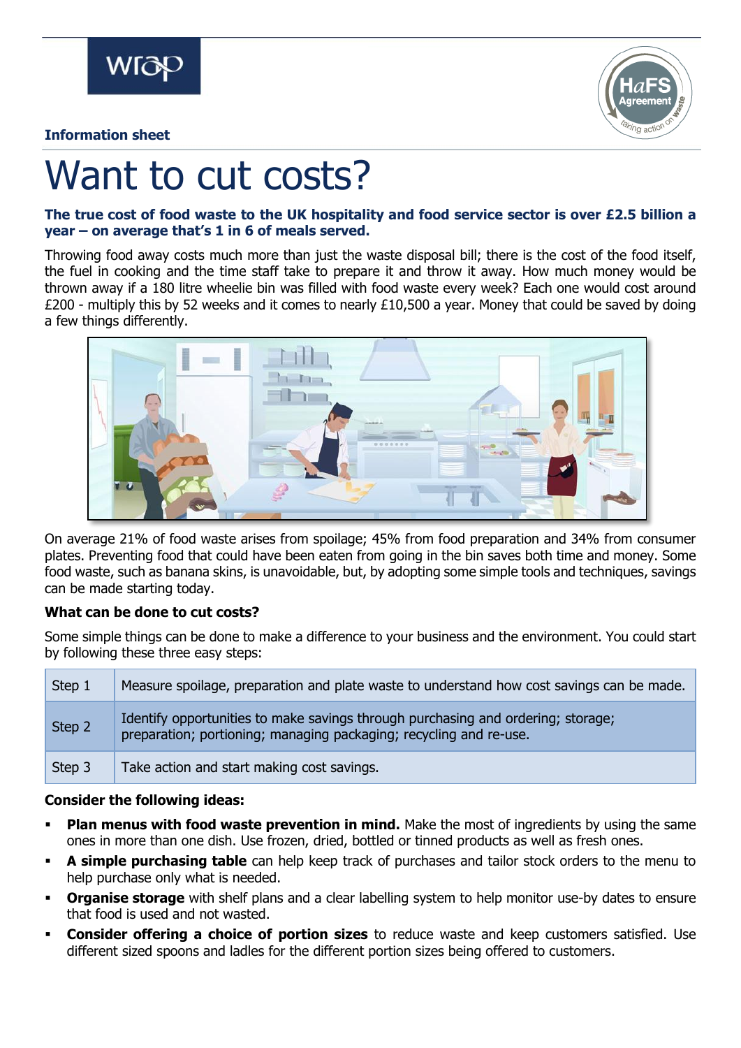**Information sheet**

# Want to cut costs?

**The true cost of food waste to the UK hospitality and food service sector is over £2.5 billion a year – on average that's 1 in 6 of meals served.**

Throwing food away costs much more than just the waste disposal bill; there is the cost of the food itself, the fuel in cooking and the time staff take to prepare it and throw it away. How much money would be thrown away if a 180 litre wheelie bin was filled with food waste every week? Each one would cost around £200 - multiply this by 52 weeks and it comes to nearly £10,500 a year. Money that could be saved by doing a few things differently.

On average 21% of food waste arises from spoilage; 45% from food preparation and 34% from consumer plates. Preventing food that could have been eaten from going in the bin saves both time and money. Some food waste, such as banana skins, is unavoidable, but, by adopting some simple tools and techniques, savings can be made starting today.

**What can be done to cut costs?**

Some simple things can be done to make a difference to your business and the environment. You could start by following these three easy steps:

| | |
|---|---|
| Step 1 | Measure spoilage, preparation and plate waste to understand how cost savings can be made. |
| Step 2 | Identify opportunities to make savings through purchasing and ordering; storage; preparation; portioning; managing packaging; recycling and re-use. |
| Step 3 | Take action and start making cost savings. |

**Consider the following ideas:**

- **Plan menus with food waste prevention in mind.** Make the most of ingredients by using the same ones in more than one dish. Use frozen, dried, bottled or tinned products as well as fresh ones.
- **A simple purchasing table** can help keep track of purchases and tailor stock orders to the menu to help purchase only what is needed.
- **Organise storage** with shelf plans and a clear labelling system to help monitor use-by dates to ensure that food is used and not wasted.
- **Consider offering a choice of portion sizes** to reduce waste and keep customers satisfied. Use different sized spoons and ladles for the different portion sizes being offered to customers.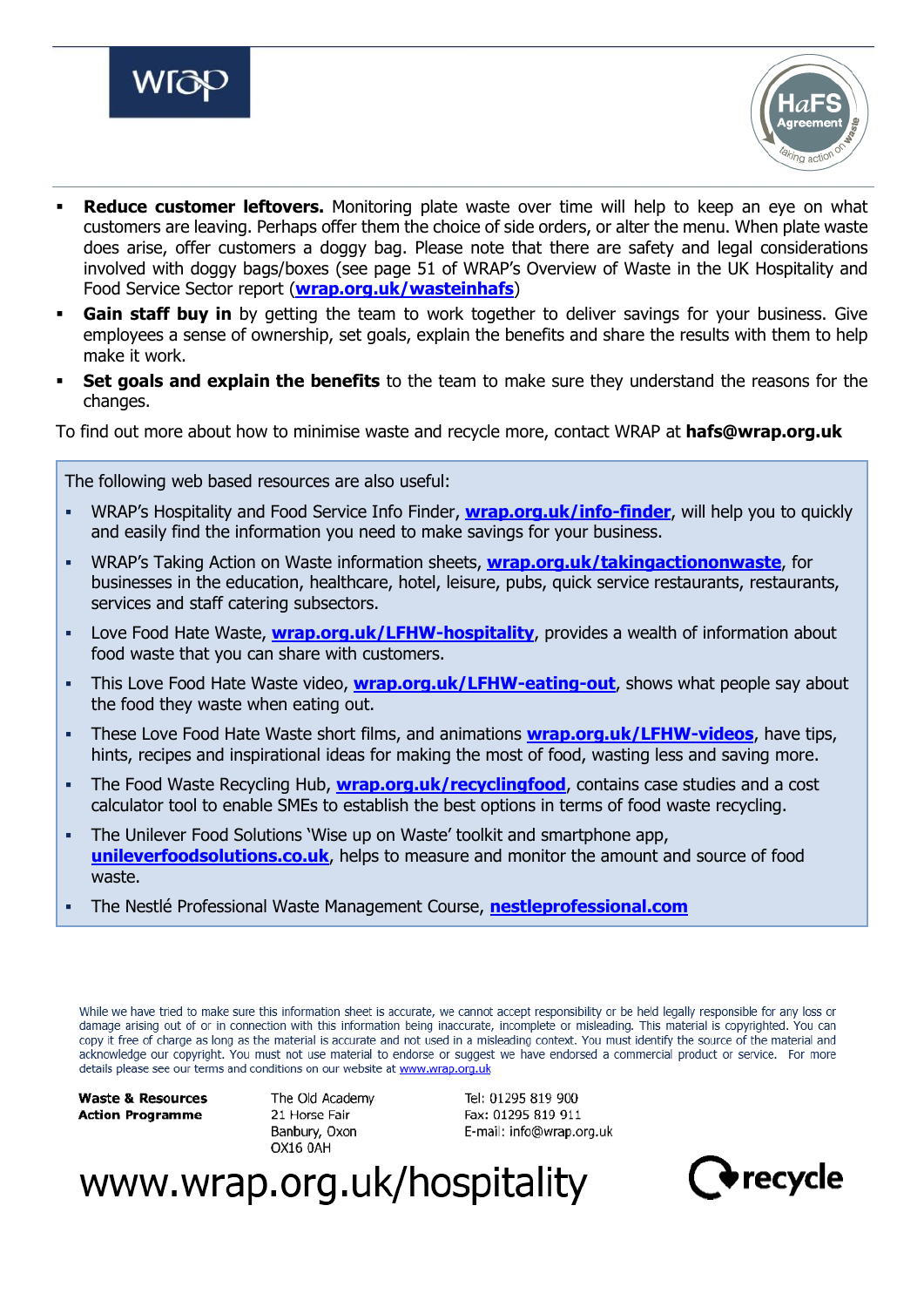- **Reduce customer leftovers.** Monitoring plate waste over time will help to keep an eye on what customers are leaving. Perhaps offer them the choice of side orders, or alter the menu. When plate waste does arise, offer customers a doggy bag. Please note that there are safety and legal considerations involved with doggy bags/boxes (see page 51 of WRAP's Overview of Waste in the UK Hospitality and Food Service Sector report (**wrap.org.uk/wasteinhafs**)
- **Gain staff buy in** by getting the team to work together to deliver savings for your business. Give employees a sense of ownership, set goals, explain the benefits and share the results with them to help make it work.
- **Set goals and explain the benefits** to the team to make sure they understand the reasons for the changes.

To find out more about how to minimise waste and recycle more, contact WRAP at **hafs@wrap.org.uk**

The following web based resources are also useful:

- WRAP's Hospitality and Food Service Info Finder, **wrap.org.uk/info-finder**, will help you to quickly and easily find the information you need to make savings for your business.
- WRAP's Taking Action on Waste information sheets, **wrap.org.uk/takingactiononwaste**, for businesses in the education, healthcare, hotel, leisure, pubs, quick service restaurants, restaurants, services and staff catering subsectors.
- Love Food Hate Waste, **wrap.org.uk/LFHW-hospitality**, provides a wealth of information about food waste that you can share with customers.
- This Love Food Hate Waste video, **wrap.org.uk/LFHW-eating-out**, shows what people say about the food they waste when eating out.
- These Love Food Hate Waste short films, and animations **wrap.org.uk/LFHW-videos**, have tips, hints, recipes and inspirational ideas for making the most of food, wasting less and saving more.
- The Food Waste Recycling Hub, **wrap.org.uk/recyclingfood**, contains case studies and a cost calculator tool to enable SMEs to establish the best options in terms of food waste recycling.
- The Unilever Food Solutions 'Wise up on Waste' toolkit and smartphone app, **unileverfoodsolutions.co.uk**, helps to measure and monitor the amount and source of food waste.
- The Nestlé Professional Waste Management Course, **nestleprofessional.com**

While we have tried to make sure this information sheet is accurate, we cannot accept responsibility or be held legally responsible for any loss or damage arising out of or in connection with this information being inaccurate, incomplete or misleading. This material is copyrighted. You can copy it free of charge as long as the material is accurate and not used in a misleading context. You must identify the source of the material and acknowledge our copyright. You must not use material to endorse or suggest we have endorsed a commercial product or service. For more details please see our terms and conditions on our website at www.wrap.org.uk

**Waste & Resources Action Programme**

The Old Academy
21 Horse Fair
Banbury, Oxon
OX16 0AH

Tel: 01295 819 900
Fax: 01295 819 911
E-mail: info@wrap.org.uk

www.wrap.org.uk/hospitality